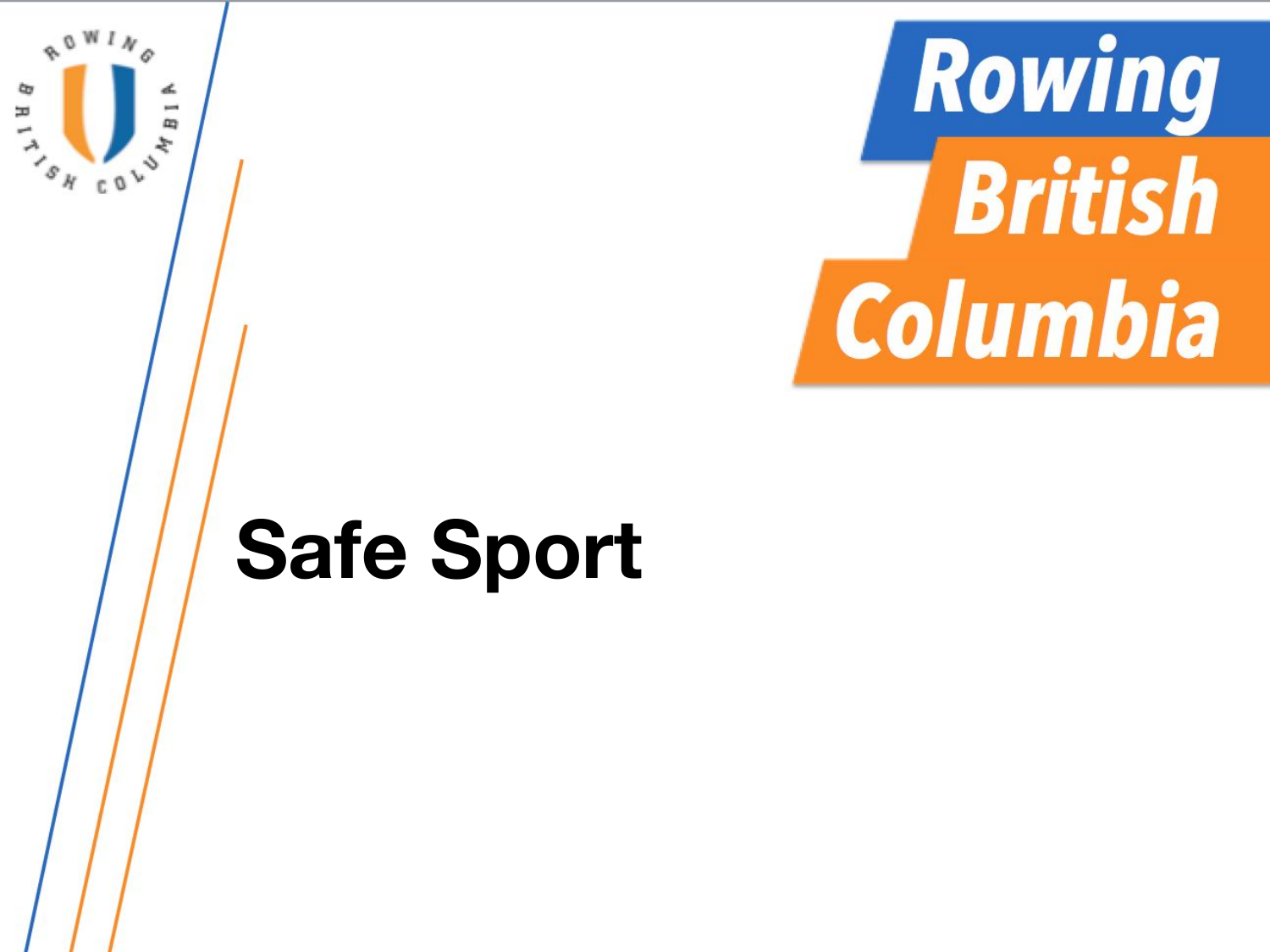# Safe Sport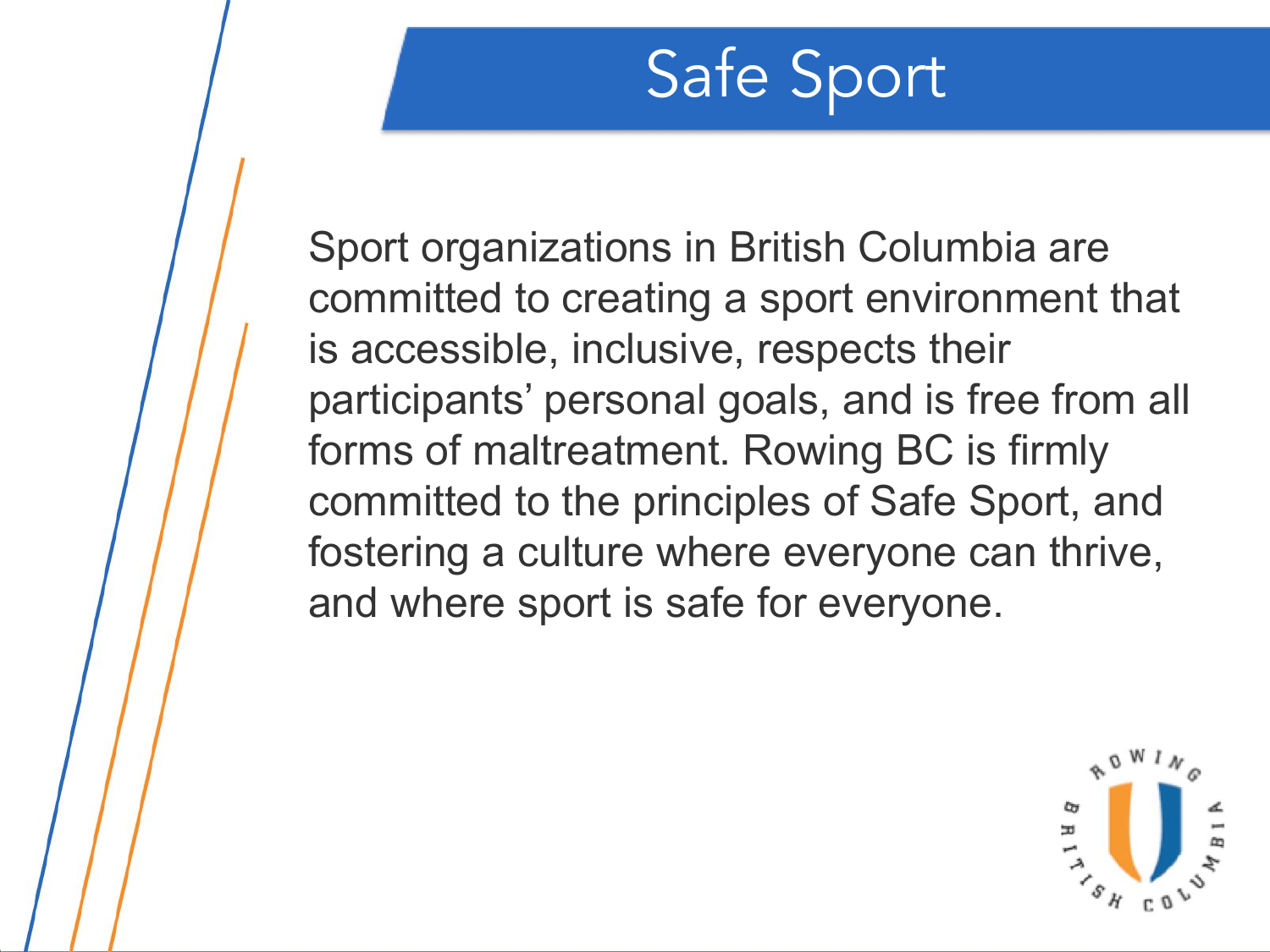# Safe Sport

Sport organizations in British Columbia are committed to creating a sport environment that is accessible, inclusive, respects their participants' personal goals, and is free from all forms of maltreatment. Rowing BC is firmly committed to the principles of Safe Sport, and fostering a culture where everyone can thrive, and where sport is safe for everyone.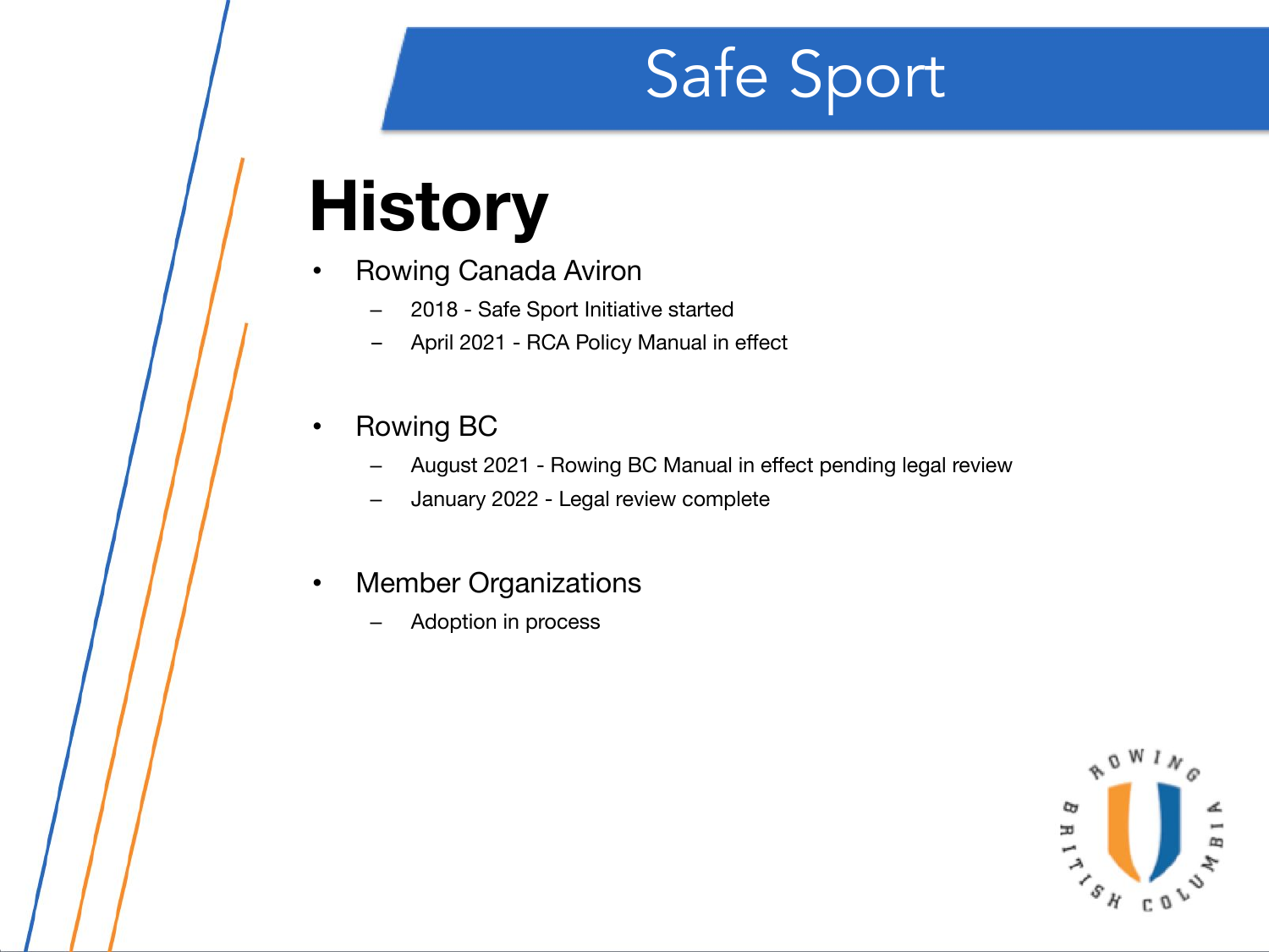# Safe Sport

## History

- Rowing Canada Aviron
  - 2018 - Safe Sport Initiative started
  - April 2021 - RCA Policy Manual in effect

- Rowing BC
  - August 2021 - Rowing BC Manual in effect pending legal review
  - January 2022 - Legal review complete

- Member Organizations
  - Adoption in process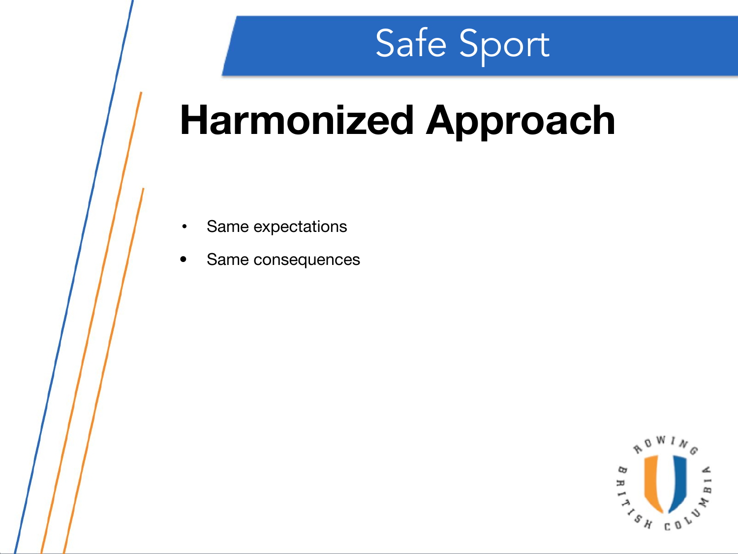Safe Sport

# Harmonized Approach

- Same expectations
- Same consequences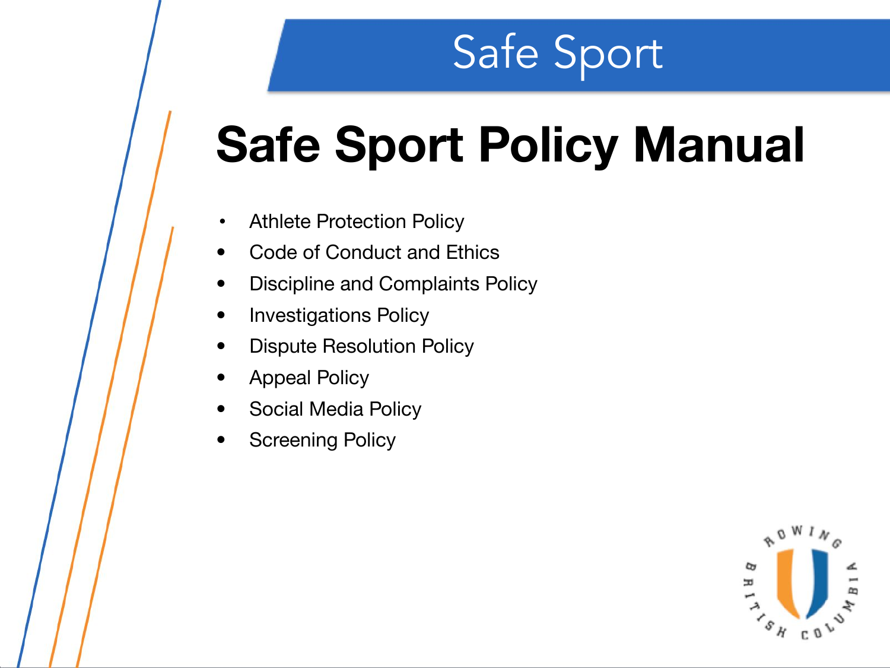Safe Sport

# Safe Sport Policy Manual

- Athlete Protection Policy
- Code of Conduct and Ethics
- Discipline and Complaints Policy
- Investigations Policy
- Dispute Resolution Policy
- Appeal Policy
- Social Media Policy
- Screening Policy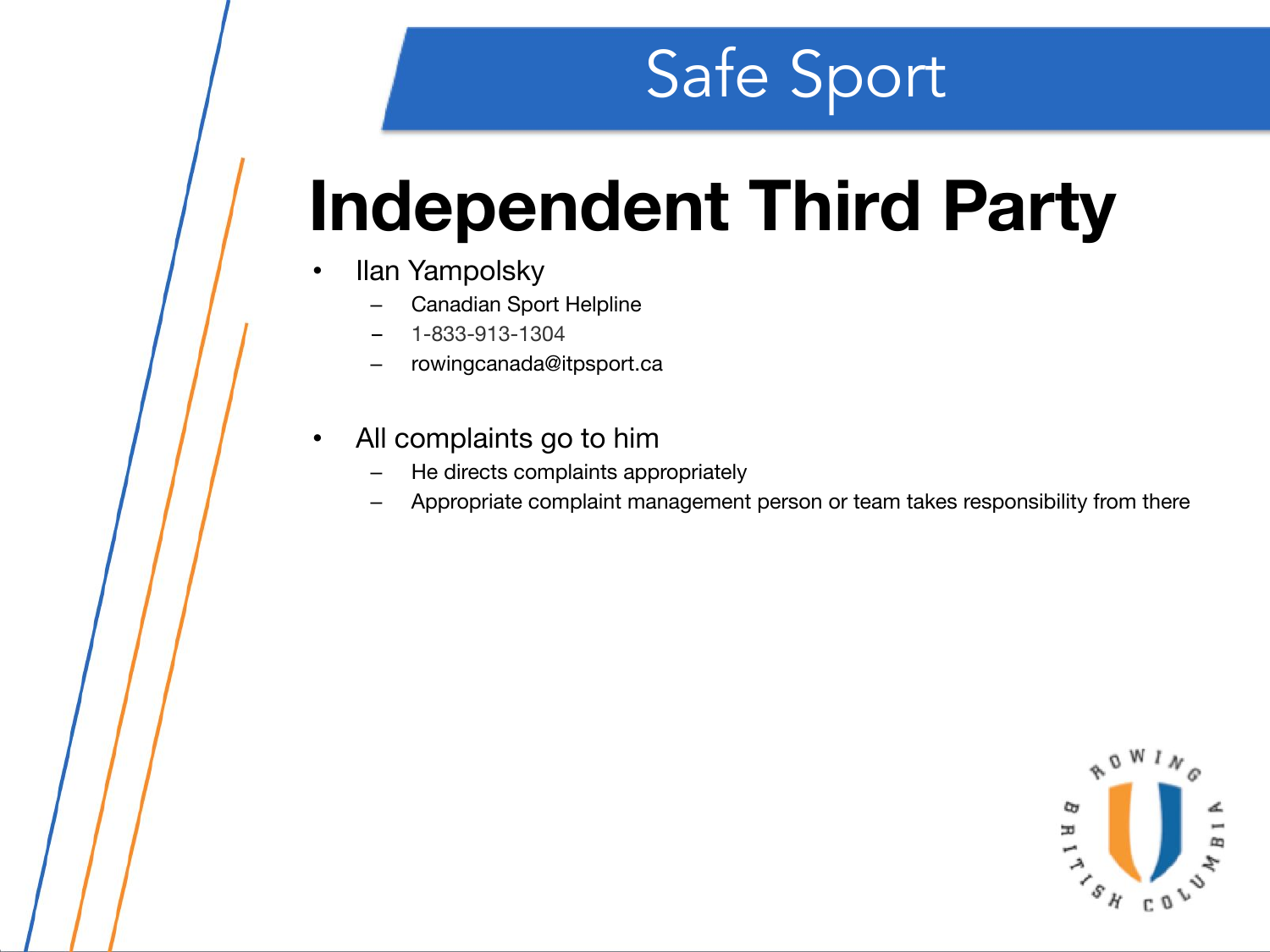# Safe Sport

## Independent Third Party

- Ilan Yampolsky
  - Canadian Sport Helpline
  - 1-833-913-1304
  - rowingcanada@itpsport.ca

- All complaints go to him
  - He directs complaints appropriately
  - Appropriate complaint management person or team takes responsibility from there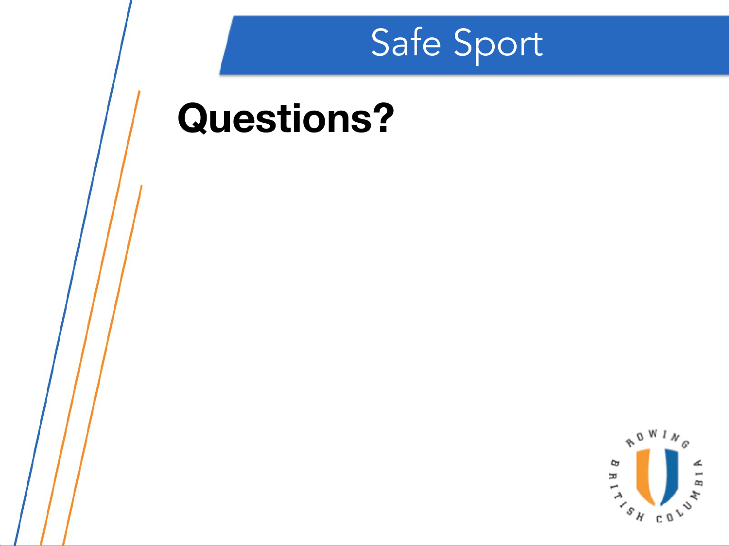# Safe Sport

## Questions?